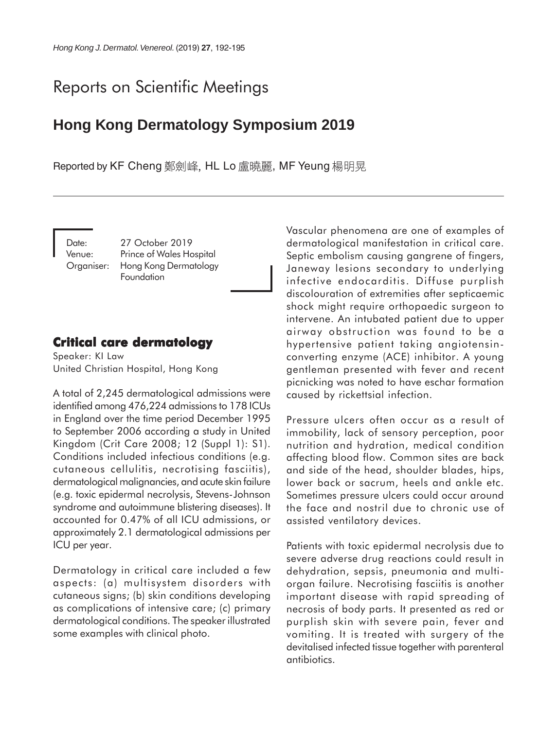# Reports on Scientific Meetings

## Hong Kong Dermatology Symposium 2019

Reported by KF Cheng 鄭劍峰, HL Lo 盧曉麗, MF Yeung 楊明晃

Date: 27 October 2019
Venue: Prince of Wales Hospital
Organiser: Hong Kong Dermatology Foundation

### Critical care dermatology

Speaker: KI Law
United Christian Hospital, Hong Kong

A total of 2,245 dermatological admissions were identified among 476,224 admissions to 178 ICUs in England over the time period December 1995 to September 2006 according a study in United Kingdom (Crit Care 2008; 12 (Suppl 1): S1). Conditions included infectious conditions (e.g. cutaneous cellulitis, necrotising fasciitis), dermatological malignancies, and acute skin failure (e.g. toxic epidermal necrolysis, Stevens-Johnson syndrome and autoimmune blistering diseases). It accounted for 0.47% of all ICU admissions, or approximately 2.1 dermatological admissions per ICU per year.

Dermatology in critical care included a few aspects: (a) multisystem disorders with cutaneous signs; (b) skin conditions developing as complications of intensive care; (c) primary dermatological conditions. The speaker illustrated some examples with clinical photo.

Vascular phenomena are one of examples of dermatological manifestation in critical care. Septic embolism causing gangrene of fingers, Janeway lesions secondary to underlying infective endocarditis. Diffuse purplish discolouration of extremities after septicaemic shock might require orthopaedic surgeon to intervene. An intubated patient due to upper airway obstruction was found to be a hypertensive patient taking angiotensin-converting enzyme (ACE) inhibitor. A young gentleman presented with fever and recent picnicking was noted to have eschar formation caused by rickettsial infection.

Pressure ulcers often occur as a result of immobility, lack of sensory perception, poor nutrition and hydration, medical condition affecting blood flow. Common sites are back and side of the head, shoulder blades, hips, lower back or sacrum, heels and ankle etc. Sometimes pressure ulcers could occur around the face and nostril due to chronic use of assisted ventilatory devices.

Patients with toxic epidermal necrolysis due to severe adverse drug reactions could result in dehydration, sepsis, pneumonia and multi-organ failure. Necrotising fasciitis is another important disease with rapid spreading of necrosis of body parts. It presented as red or purplish skin with severe pain, fever and vomiting. It is treated with surgery of the devitalised infected tissue together with parenteral antibiotics.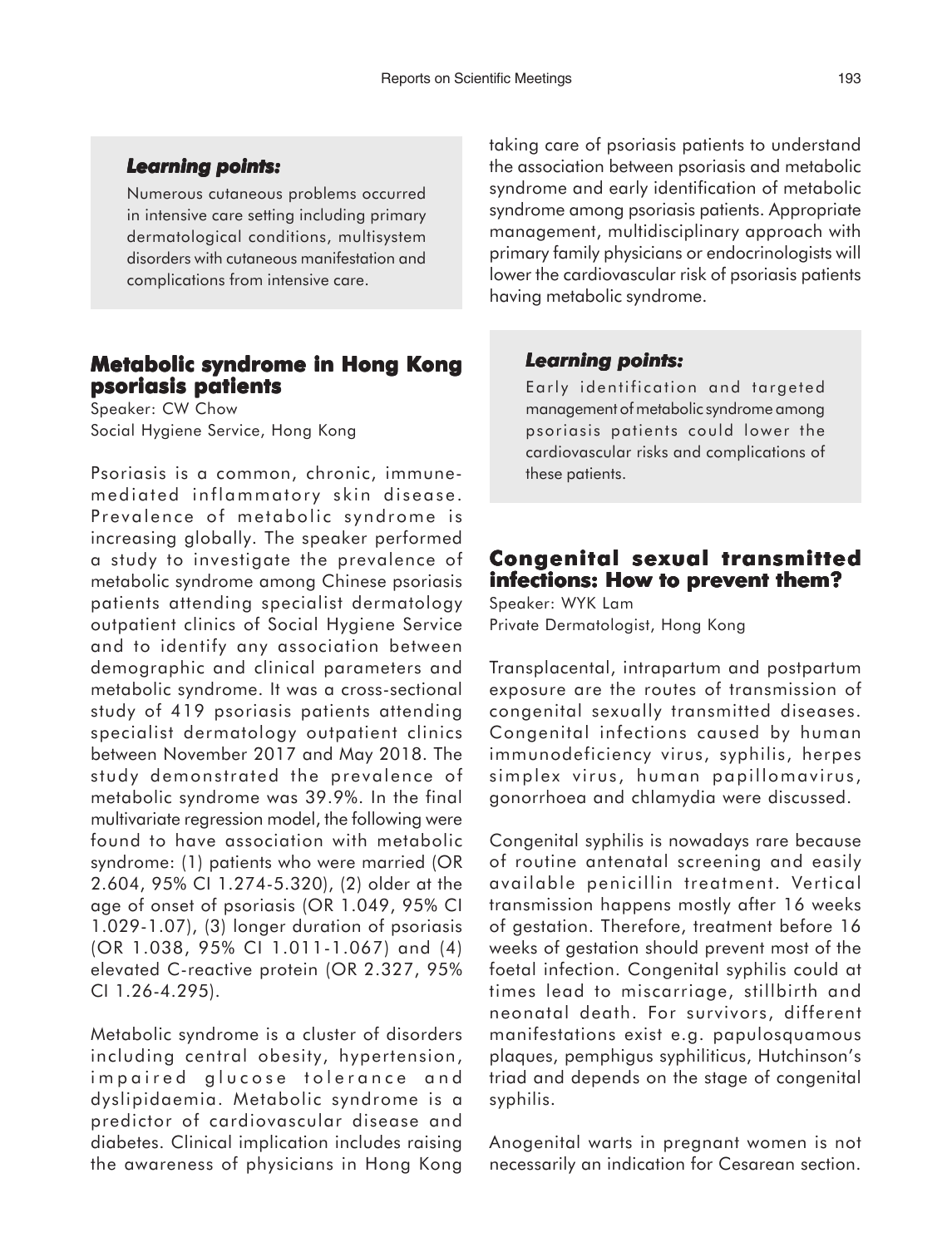### *Learning points:*

Numerous cutaneous problems occurred in intensive care setting including primary dermatological conditions, multisystem disorders with cutaneous manifestation and complications from intensive care.

## Metabolic syndrome in Hong Kong psoriasis patients

Speaker: CW Chow
Social Hygiene Service, Hong Kong

Psoriasis is a common, chronic, immune-mediated inflammatory skin disease. Prevalence of metabolic syndrome is increasing globally. The speaker performed a study to investigate the prevalence of metabolic syndrome among Chinese psoriasis patients attending specialist dermatology outpatient clinics of Social Hygiene Service and to identify any association between demographic and clinical parameters and metabolic syndrome. It was a cross-sectional study of 419 psoriasis patients attending specialist dermatology outpatient clinics between November 2017 and May 2018. The study demonstrated the prevalence of metabolic syndrome was 39.9%. In the final multivariate regression model, the following were found to have association with metabolic syndrome: (1) patients who were married (OR 2.604, 95% CI 1.274-5.320), (2) older at the age of onset of psoriasis (OR 1.049, 95% CI 1.029-1.07), (3) longer duration of psoriasis (OR 1.038, 95% CI 1.011-1.067) and (4) elevated C-reactive protein (OR 2.327, 95% CI 1.26-4.295).

Metabolic syndrome is a cluster of disorders including central obesity, hypertension, impaired glucose tolerance and dyslipidaemia. Metabolic syndrome is a predictor of cardiovascular disease and diabetes. Clinical implication includes raising the awareness of physicians in Hong Kong taking care of psoriasis patients to understand the association between psoriasis and metabolic syndrome and early identification of metabolic syndrome among psoriasis patients. Appropriate management, multidisciplinary approach with primary family physicians or endocrinologists will lower the cardiovascular risk of psoriasis patients having metabolic syndrome.

### *Learning points:*

Early identification and targeted management of metabolic syndrome among psoriasis patients could lower the cardiovascular risks and complications of these patients.

## Congenital sexual transmitted infections: How to prevent them?

Speaker: WYK Lam
Private Dermatologist, Hong Kong

Transplacental, intrapartum and postpartum exposure are the routes of transmission of congenital sexually transmitted diseases. Congenital infections caused by human immunodeficiency virus, syphilis, herpes simplex virus, human papillomavirus, gonorrhoea and chlamydia were discussed.

Congenital syphilis is nowadays rare because of routine antenatal screening and easily available penicillin treatment. Vertical transmission happens mostly after 16 weeks of gestation. Therefore, treatment before 16 weeks of gestation should prevent most of the foetal infection. Congenital syphilis could at times lead to miscarriage, stillbirth and neonatal death. For survivors, different manifestations exist e.g. papulosquamous plaques, pemphigus syphiliticus, Hutchinson's triad and depends on the stage of congenital syphilis.

Anogenital warts in pregnant women is not necessarily an indication for Cesarean section.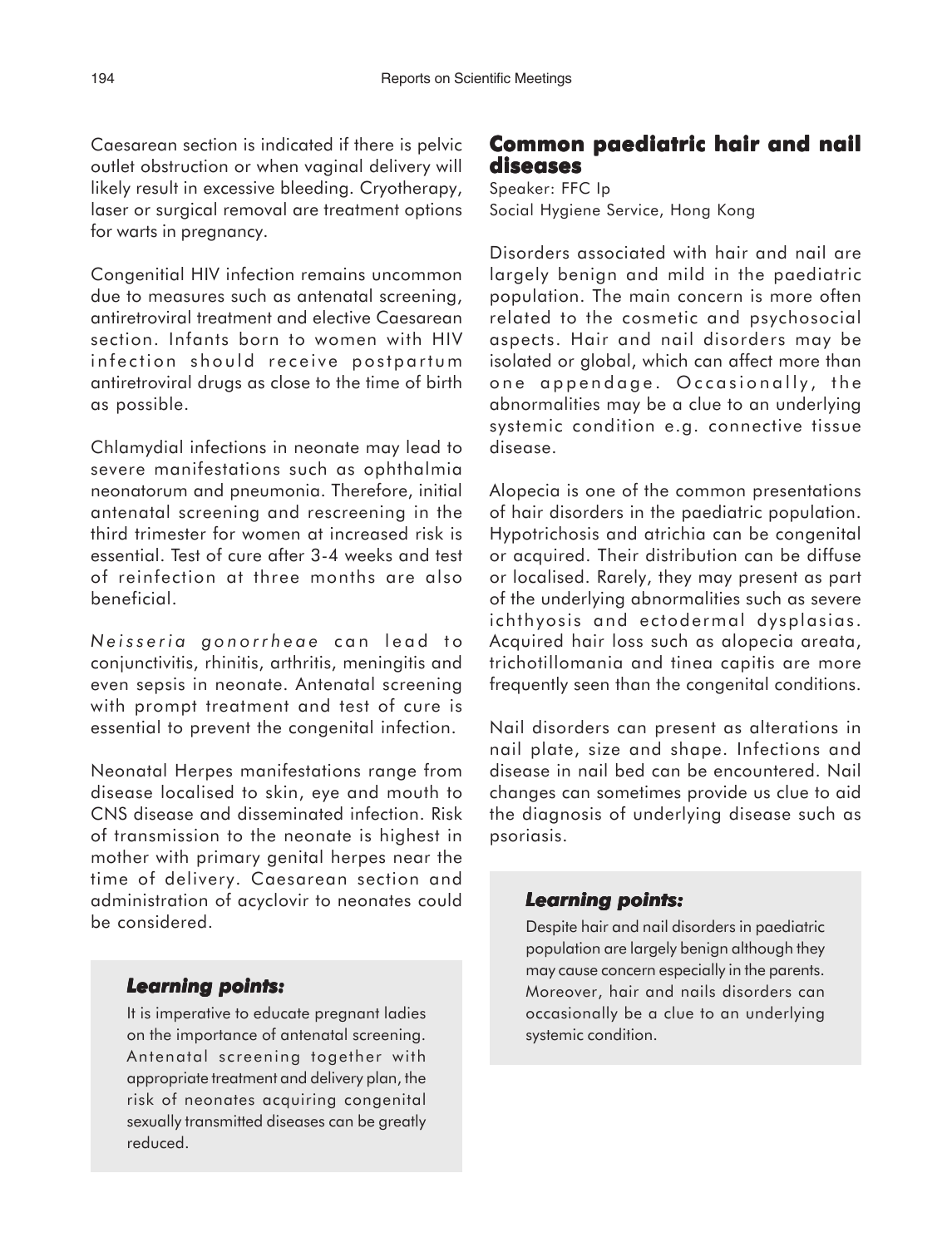Caesarean section is indicated if there is pelvic outlet obstruction or when vaginal delivery will likely result in excessive bleeding. Cryotherapy, laser or surgical removal are treatment options for warts in pregnancy.

Congenitial HIV infection remains uncommon due to measures such as antenatal screening, antiretroviral treatment and elective Caesarean section. Infants born to women with HIV infection should receive postpartum antiretroviral drugs as close to the time of birth as possible.

Chlamydial infections in neonate may lead to severe manifestations such as ophthalmia neonatorum and pneumonia. Therefore, initial antenatal screening and rescreening in the third trimester for women at increased risk is essential. Test of cure after 3-4 weeks and test of reinfection at three months are also beneficial.

*Neisseria gonorrheae* can lead to conjunctivitis, rhinitis, arthritis, meningitis and even sepsis in neonate. Antenatal screening with prompt treatment and test of cure is essential to prevent the congenital infection.

Neonatal Herpes manifestations range from disease localised to skin, eye and mouth to CNS disease and disseminated infection. Risk of transmission to the neonate is highest in mother with primary genital herpes near the time of delivery. Caesarean section and administration of acyclovir to neonates could be considered.

> ***Learning points:***
>
> It is imperative to educate pregnant ladies on the importance of antenatal screening. Antenatal screening together with appropriate treatment and delivery plan, the risk of neonates acquiring congenital sexually transmitted diseases can be greatly reduced.

## Common paediatric hair and nail diseases

Speaker: FFC Ip
Social Hygiene Service, Hong Kong

Disorders associated with hair and nail are largely benign and mild in the paediatric population. The main concern is more often related to the cosmetic and psychosocial aspects. Hair and nail disorders may be isolated or global, which can affect more than one appendage. Occasionally, the abnormalities may be a clue to an underlying systemic condition e.g. connective tissue disease.

Alopecia is one of the common presentations of hair disorders in the paediatric population. Hypotrichosis and atrichia can be congenital or acquired. Their distribution can be diffuse or localised. Rarely, they may present as part of the underlying abnormalities such as severe ichthyosis and ectodermal dysplasias. Acquired hair loss such as alopecia areata, trichotillomania and tinea capitis are more frequently seen than the congenital conditions.

Nail disorders can present as alterations in nail plate, size and shape. Infections and disease in nail bed can be encountered. Nail changes can sometimes provide us clue to aid the diagnosis of underlying disease such as psoriasis.

> ***Learning points:***
>
> Despite hair and nail disorders in paediatric population are largely benign although they may cause concern especially in the parents. Moreover, hair and nails disorders can occasionally be a clue to an underlying systemic condition.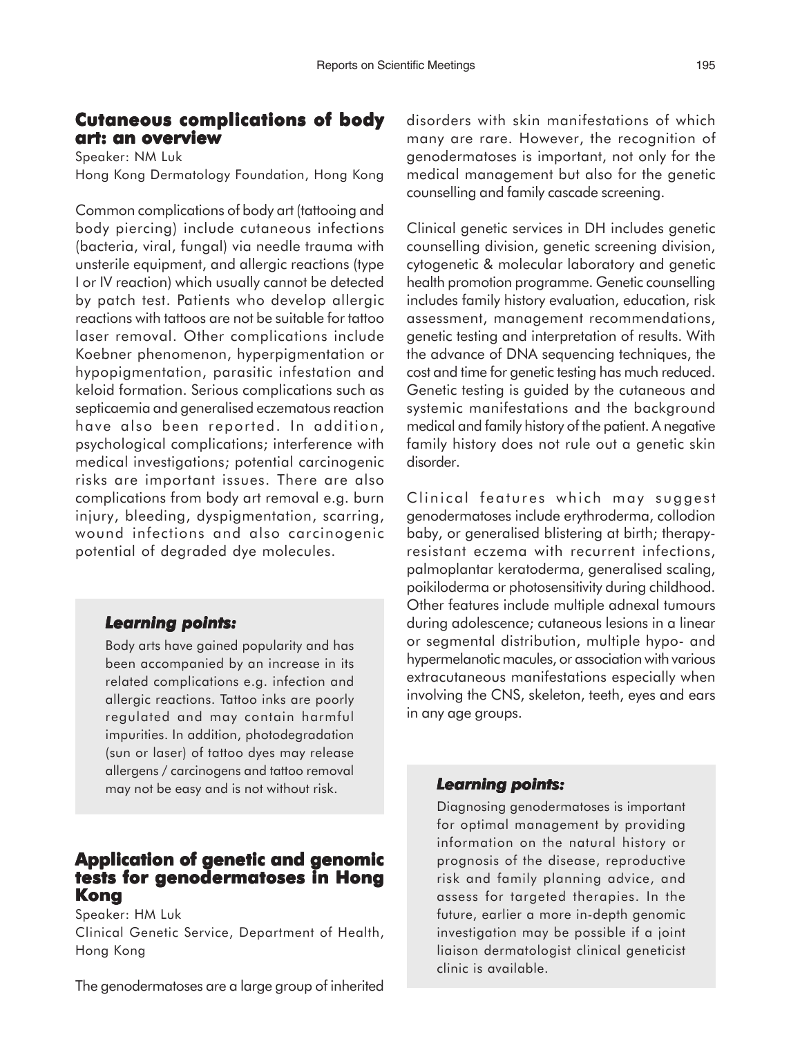## Cutaneous complications of body art: an overview

Speaker: NM Luk

Hong Kong Dermatology Foundation, Hong Kong

Common complications of body art (tattooing and body piercing) include cutaneous infections (bacteria, viral, fungal) via needle trauma with unsterile equipment, and allergic reactions (type I or IV reaction) which usually cannot be detected by patch test. Patients who develop allergic reactions with tattoos are not be suitable for tattoo laser removal. Other complications include Koebner phenomenon, hyperpigmentation or hypopigmentation, parasitic infestation and keloid formation. Serious complications such as septicaemia and generalised eczematous reaction have also been reported. In addition, psychological complications; interference with medical investigations; potential carcinogenic risks are important issues. There are also complications from body art removal e.g. burn injury, bleeding, dyspigmentation, scarring, wound infections and also carcinogenic potential of degraded dye molecules.

### *Learning points:*

Body arts have gained popularity and has been accompanied by an increase in its related complications e.g. infection and allergic reactions. Tattoo inks are poorly regulated and may contain harmful impurities. In addition, photodegradation (sun or laser) of tattoo dyes may release allergens / carcinogens and tattoo removal may not be easy and is not without risk.

## Application of genetic and genomic tests for genodermatoses in Hong Kong

Speaker: HM Luk

Clinical Genetic Service, Department of Health, Hong Kong

The genodermatoses are a large group of inherited disorders with skin manifestations of which many are rare. However, the recognition of genodermatoses is important, not only for the medical management but also for the genetic counselling and family cascade screening.

Clinical genetic services in DH includes genetic counselling division, genetic screening division, cytogenetic & molecular laboratory and genetic health promotion programme. Genetic counselling includes family history evaluation, education, risk assessment, management recommendations, genetic testing and interpretation of results. With the advance of DNA sequencing techniques, the cost and time for genetic testing has much reduced. Genetic testing is guided by the cutaneous and systemic manifestations and the background medical and family history of the patient. A negative family history does not rule out a genetic skin disorder.

Clinical features which may suggest genodermatoses include erythroderma, collodion baby, or generalised blistering at birth; therapy-resistant eczema with recurrent infections, palmoplantar keratoderma, generalised scaling, poikiloderma or photosensitivity during childhood. Other features include multiple adnexal tumours during adolescence; cutaneous lesions in a linear or segmental distribution, multiple hypo- and hypermelanotic macules, or association with various extracutaneous manifestations especially when involving the CNS, skeleton, teeth, eyes and ears in any age groups.

### *Learning points:*

Diagnosing genodermatoses is important for optimal management by providing information on the natural history or prognosis of the disease, reproductive risk and family planning advice, and assess for targeted therapies. In the future, earlier a more in-depth genomic investigation may be possible if a joint liaison dermatologist clinical geneticist clinic is available.